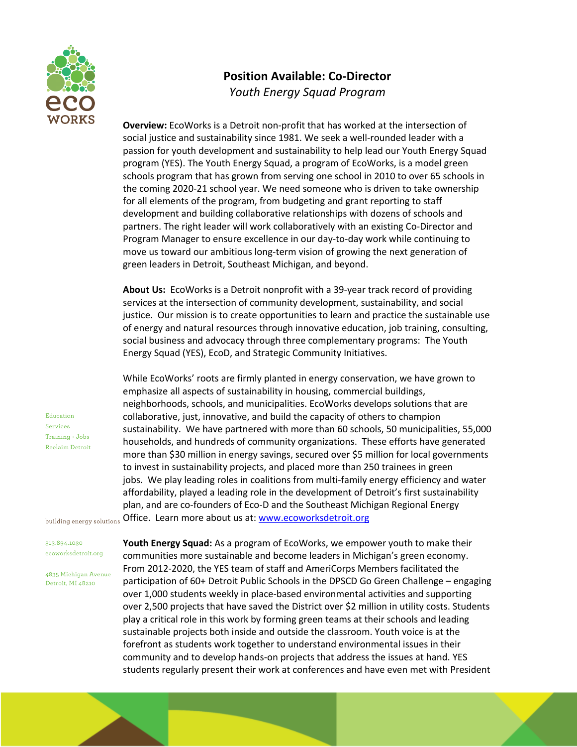# Position Available: Co-Director

*Youth Energy Squad Program*

**Overview:** EcoWorks is a Detroit non-profit that has worked at the intersection of social justice and sustainability since 1981. We seek a well-rounded leader with a passion for youth development and sustainability to help lead our Youth Energy Squad program (YES). The Youth Energy Squad, a program of EcoWorks, is a model green schools program that has grown from serving one school in 2010 to over 65 schools in the coming 2020-21 school year. We need someone who is driven to take ownership for all elements of the program, from budgeting and grant reporting to staff development and building collaborative relationships with dozens of schools and partners. The right leader will work collaboratively with an existing Co-Director and Program Manager to ensure excellence in our day-to-day work while continuing to move us toward our ambitious long-term vision of growing the next generation of green leaders in Detroit, Southeast Michigan, and beyond.

**About Us:** EcoWorks is a Detroit nonprofit with a 39-year track record of providing services at the intersection of community development, sustainability, and social justice. Our mission is to create opportunities to learn and practice the sustainable use of energy and natural resources through innovative education, job training, consulting, social business and advocacy through three complementary programs: The Youth Energy Squad (YES), EcoD, and Strategic Community Initiatives.

While EcoWorks' roots are firmly planted in energy conservation, we have grown to emphasize all aspects of sustainability in housing, commercial buildings, neighborhoods, schools, and municipalities. EcoWorks develops solutions that are collaborative, just, innovative, and build the capacity of others to champion sustainability. We have partnered with more than 60 schools, 50 municipalities, 55,000 households, and hundreds of community organizations. These efforts have generated more than $30 million in energy savings, secured over $5 million for local governments to invest in sustainability projects, and placed more than 250 trainees in green jobs. We play leading roles in coalitions from multi-family energy efficiency and water affordability, played a leading role in the development of Detroit's first sustainability plan, and are co-founders of Eco-D and the Southeast Michigan Regional Energy Office. Learn more about us at: [www.ecoworksdetroit.org](www.ecoworksdetroit.org)

**Youth Energy Squad:** As a program of EcoWorks, we empower youth to make their communities more sustainable and become leaders in Michigan's green economy. From 2012-2020, the YES team of staff and AmeriCorps Members facilitated the participation of 60+ Detroit Public Schools in the DPSCD Go Green Challenge – engaging over 1,000 students weekly in place-based environmental activities and supporting over 2,500 projects that have saved the District over $2 million in utility costs. Students play a critical role in this work by forming green teams at their schools and leading sustainable projects both inside and outside the classroom. Youth voice is at the forefront as students work together to understand environmental issues in their community and to develop hands-on projects that address the issues at hand. YES students regularly present their work at conferences and have even met with President

Education
Services
Training + Jobs
Reclaim Detroit

building energy solutions

313.894.1030
ecoworksdetroit.org

4835 Michigan Avenue
Detroit, MI 48210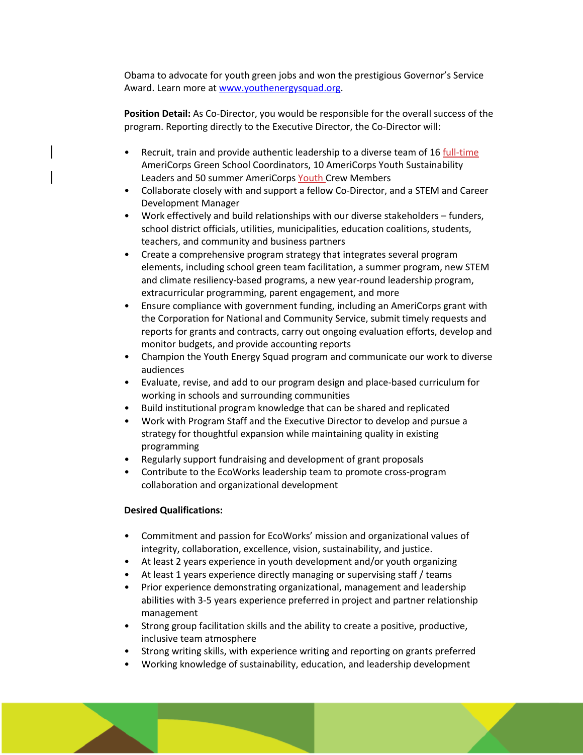Obama to advocate for youth green jobs and won the prestigious Governor's Service Award. Learn more at [www.youthenergysquad.org](http://www.youthenergysquad.org).

**Position Detail:** As Co-Director, you would be responsible for the overall success of the program. Reporting directly to the Executive Director, the Co-Director will:

- Recruit, train and provide authentic leadership to a diverse team of 16 full-time AmeriCorps Green School Coordinators, 10 AmeriCorps Youth Sustainability Leaders and 50 summer AmeriCorps Youth Crew Members
- Collaborate closely with and support a fellow Co-Director, and a STEM and Career Development Manager
- Work effectively and build relationships with our diverse stakeholders – funders, school district officials, utilities, municipalities, education coalitions, students, teachers, and community and business partners
- Create a comprehensive program strategy that integrates several program elements, including school green team facilitation, a summer program, new STEM and climate resiliency-based programs, a new year-round leadership program, extracurricular programming, parent engagement, and more
- Ensure compliance with government funding, including an AmeriCorps grant with the Corporation for National and Community Service, submit timely requests and reports for grants and contracts, carry out ongoing evaluation efforts, develop and monitor budgets, and provide accounting reports
- Champion the Youth Energy Squad program and communicate our work to diverse audiences
- Evaluate, revise, and add to our program design and place-based curriculum for working in schools and surrounding communities
- Build institutional program knowledge that can be shared and replicated
- Work with Program Staff and the Executive Director to develop and pursue a strategy for thoughtful expansion while maintaining quality in existing programming
- Regularly support fundraising and development of grant proposals
- Contribute to the EcoWorks leadership team to promote cross-program collaboration and organizational development

**Desired Qualifications:**

- Commitment and passion for EcoWorks' mission and organizational values of integrity, collaboration, excellence, vision, sustainability, and justice.
- At least 2 years experience in youth development and/or youth organizing
- At least 1 years experience directly managing or supervising staff / teams
- Prior experience demonstrating organizational, management and leadership abilities with 3-5 years experience preferred in project and partner relationship management
- Strong group facilitation skills and the ability to create a positive, productive, inclusive team atmosphere
- Strong writing skills, with experience writing and reporting on grants preferred
- Working knowledge of sustainability, education, and leadership development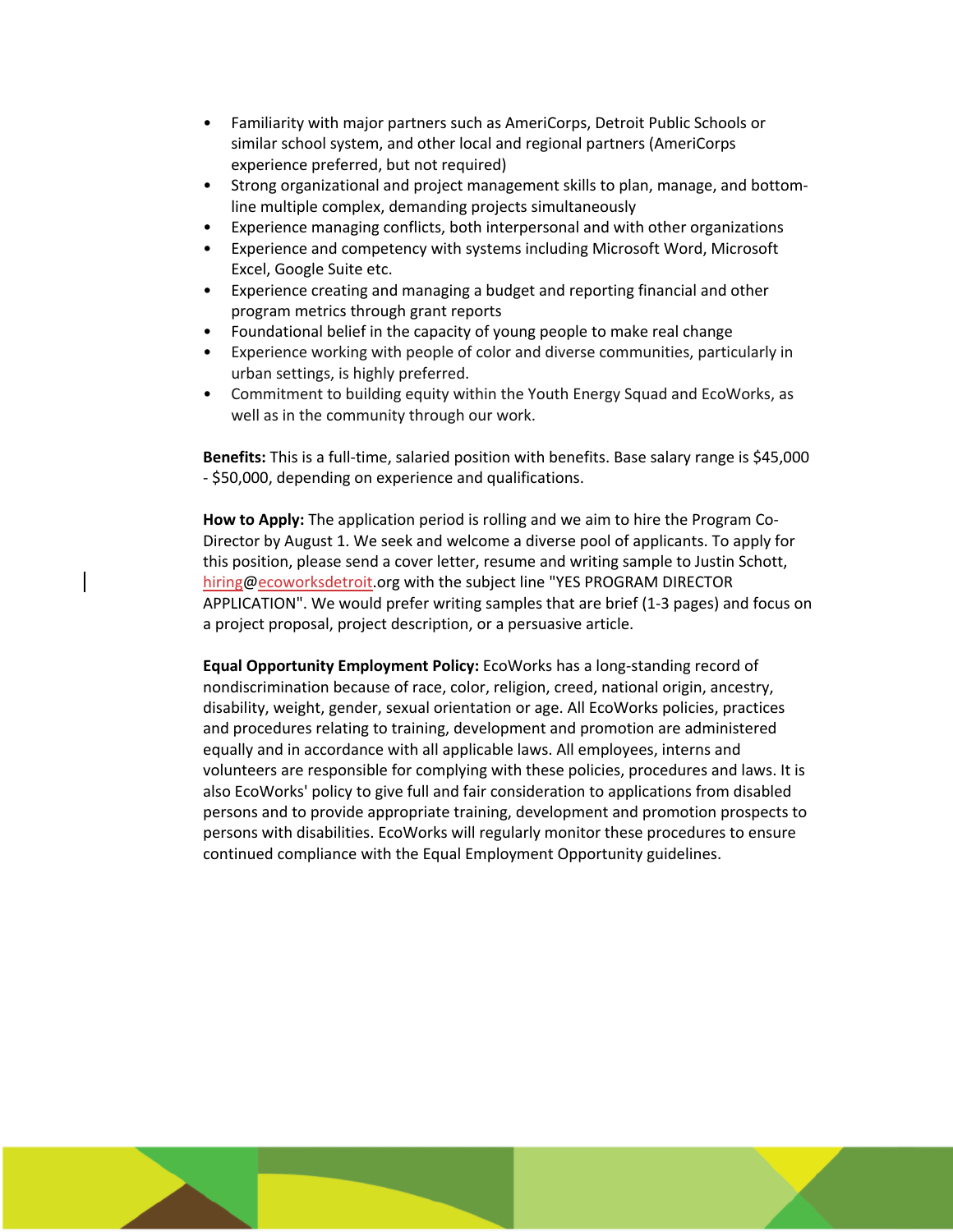- Familiarity with major partners such as AmeriCorps, Detroit Public Schools or similar school system, and other local and regional partners (AmeriCorps experience preferred, but not required)
- Strong organizational and project management skills to plan, manage, and bottom-line multiple complex, demanding projects simultaneously
- Experience managing conflicts, both interpersonal and with other organizations
- Experience and competency with systems including Microsoft Word, Microsoft Excel, Google Suite etc.
- Experience creating and managing a budget and reporting financial and other program metrics through grant reports
- Foundational belief in the capacity of young people to make real change
- Experience working with people of color and diverse communities, particularly in urban settings, is highly preferred.
- Commitment to building equity within the Youth Energy Squad and EcoWorks, as well as in the community through our work.

**Benefits:** This is a full-time, salaried position with benefits. Base salary range is $45,000 - $50,000, depending on experience and qualifications.

**How to Apply:** The application period is rolling and we aim to hire the Program Co-Director by August 1. We seek and welcome a diverse pool of applicants. To apply for this position, please send a cover letter, resume and writing sample to Justin Schott, hiring@ecoworksdetroit.org with the subject line "YES PROGRAM DIRECTOR APPLICATION". We would prefer writing samples that are brief (1-3 pages) and focus on a project proposal, project description, or a persuasive article.

**Equal Opportunity Employment Policy:** EcoWorks has a long-standing record of nondiscrimination because of race, color, religion, creed, national origin, ancestry, disability, weight, gender, sexual orientation or age. All EcoWorks policies, practices and procedures relating to training, development and promotion are administered equally and in accordance with all applicable laws. All employees, interns and volunteers are responsible for complying with these policies, procedures and laws. It is also EcoWorks' policy to give full and fair consideration to applications from disabled persons and to provide appropriate training, development and promotion prospects to persons with disabilities. EcoWorks will regularly monitor these procedures to ensure continued compliance with the Equal Employment Opportunity guidelines.